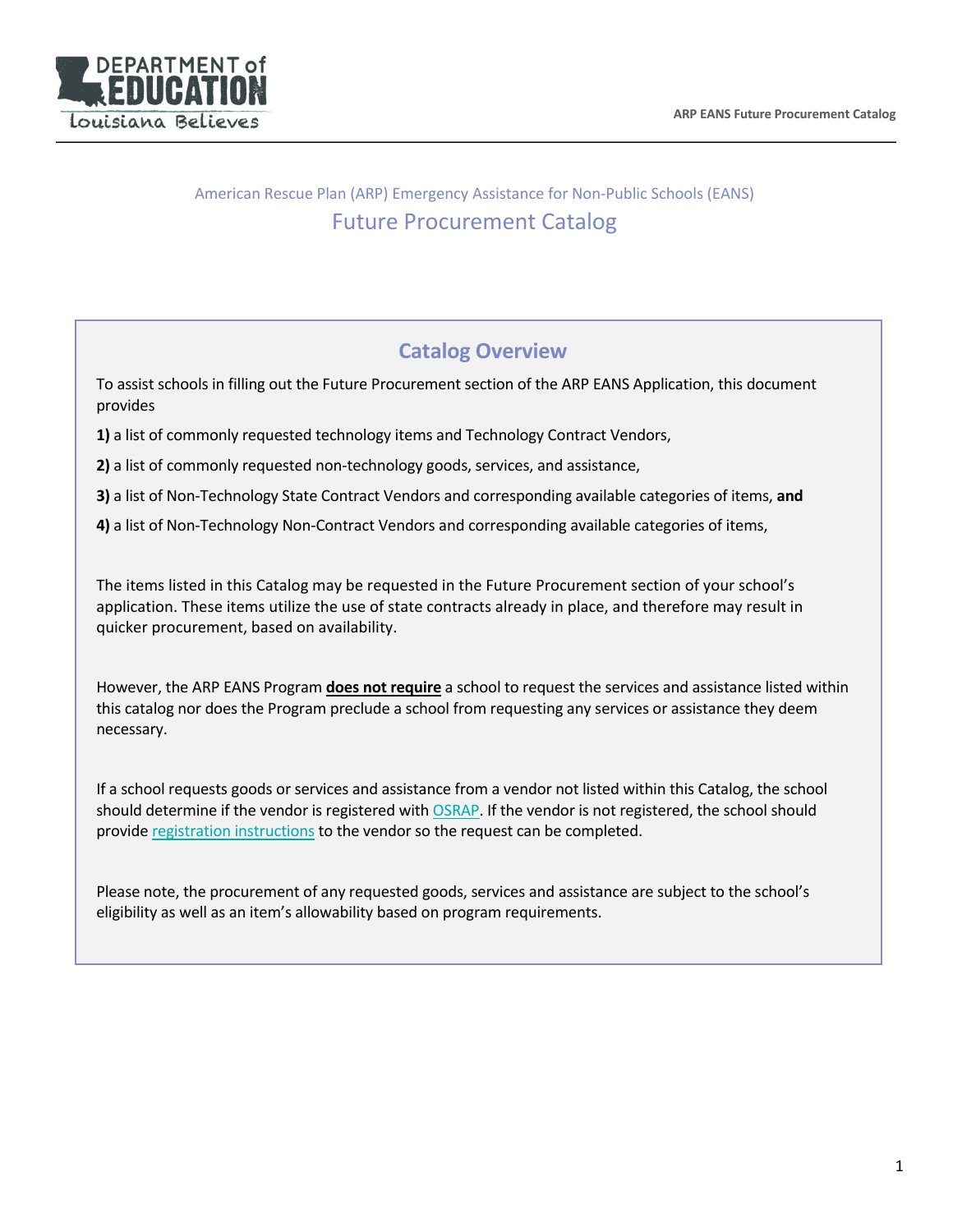American Rescue Plan (ARP) Emergency Assistance for Non-Public Schools (EANS)

# Future Procurement Catalog

## Catalog Overview

To assist schools in filling out the Future Procurement section of the ARP EANS Application, this document provides

**1)** a list of commonly requested technology items and Technology Contract Vendors,

**2)** a list of commonly requested non-technology goods, services, and assistance,

**3)** a list of Non-Technology State Contract Vendors and corresponding available categories of items, **and**

**4)** a list of Non-Technology Non-Contract Vendors and corresponding available categories of items,

The items listed in this Catalog may be requested in the Future Procurement section of your school's application. These items utilize the use of state contracts already in place, and therefore may result in quicker procurement, based on availability.

However, the ARP EANS Program **does not require** a school to request the services and assistance listed within this catalog nor does the Program preclude a school from requesting any services or assistance they deem necessary.

If a school requests goods or services and assistance from a vendor not listed within this Catalog, the school should determine if the vendor is registered with OSRAP. If the vendor is not registered, the school should provide registration instructions to the vendor so the request can be completed.

Please note, the procurement of any requested goods, services and assistance are subject to the school's eligibility as well as an item's allowability based on program requirements.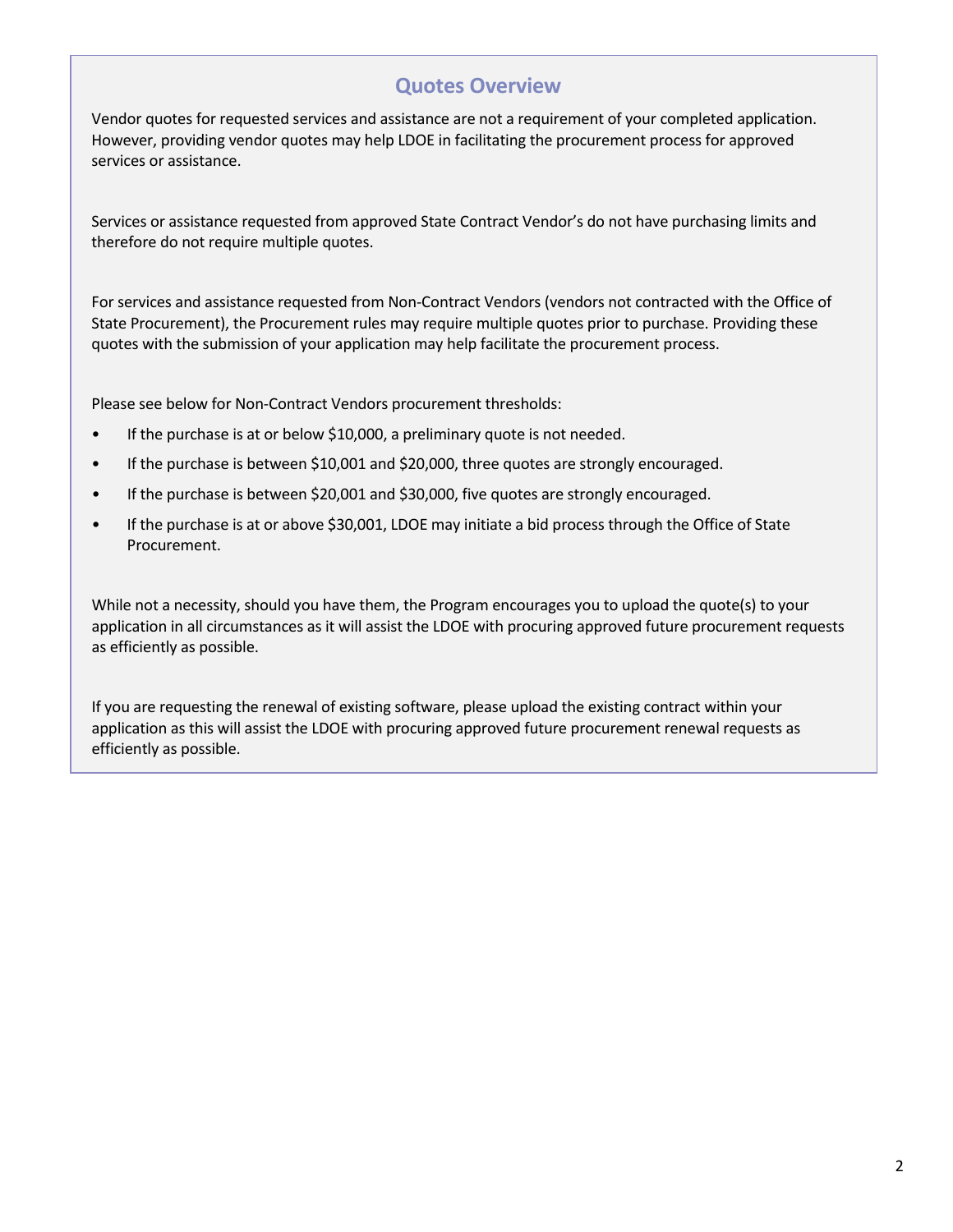## Quotes Overview

Vendor quotes for requested services and assistance are not a requirement of your completed application. However, providing vendor quotes may help LDOE in facilitating the procurement process for approved services or assistance.

Services or assistance requested from approved State Contract Vendor's do not have purchasing limits and therefore do not require multiple quotes.

For services and assistance requested from Non-Contract Vendors (vendors not contracted with the Office of State Procurement), the Procurement rules may require multiple quotes prior to purchase. Providing these quotes with the submission of your application may help facilitate the procurement process.

Please see below for Non-Contract Vendors procurement thresholds:

- If the purchase is at or below $10,000, a preliminary quote is not needed.
- If the purchase is between $10,001 and $20,000, three quotes are strongly encouraged.
- If the purchase is between $20,001 and $30,000, five quotes are strongly encouraged.
- If the purchase is at or above $30,001, LDOE may initiate a bid process through the Office of State Procurement.

While not a necessity, should you have them, the Program encourages you to upload the quote(s) to your application in all circumstances as it will assist the LDOE with procuring approved future procurement requests as efficiently as possible.

If you are requesting the renewal of existing software, please upload the existing contract within your application as this will assist the LDOE with procuring approved future procurement renewal requests as efficiently as possible.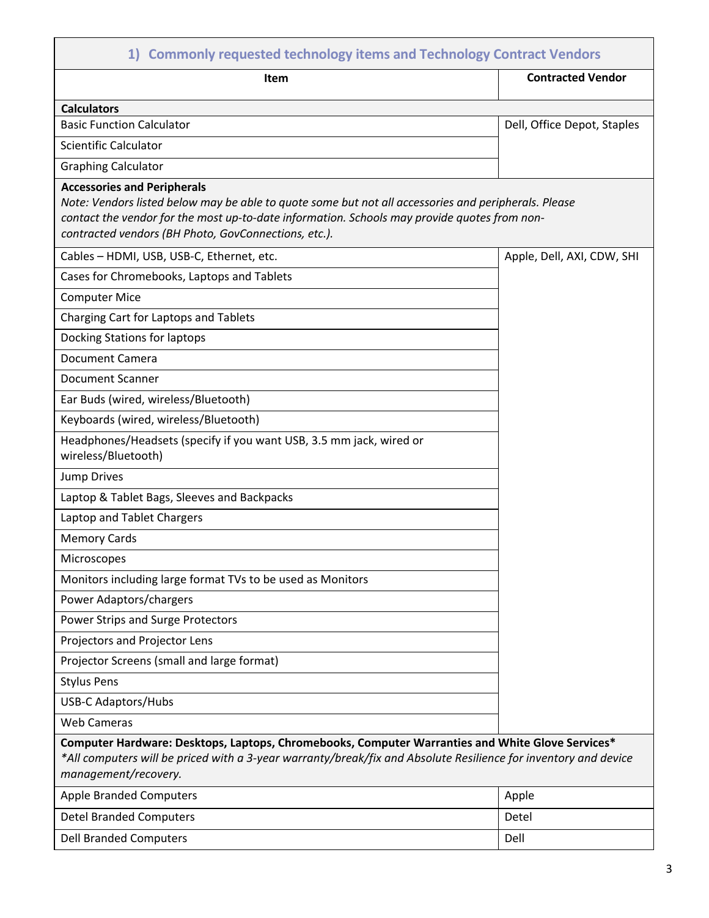## 1) Commonly requested technology items and Technology Contract Vendors

| Item | Contracted Vendor |
|---|---|
| **Calculators** | |
| Basic Function Calculator | Dell, Office Depot, Staples |
| Scientific Calculator | |
| Graphing Calculator | |
| **Accessories and Peripherals**<br>*Note: Vendors listed below may be able to quote some but not all accessories and peripherals. Please contact the vendor for the most up-to-date information. Schools may provide quotes from non-contracted vendors (BH Photo, GovConnections, etc.).* | |
| Cables – HDMI, USB, USB-C, Ethernet, etc. | Apple, Dell, AXI, CDW, SHI |
| Cases for Chromebooks, Laptops and Tablets | |
| Computer Mice | |
| Charging Cart for Laptops and Tablets | |
| Docking Stations for laptops | |
| Document Camera | |
| Document Scanner | |
| Ear Buds (wired, wireless/Bluetooth) | |
| Keyboards (wired, wireless/Bluetooth) | |
| Headphones/Headsets (specify if you want USB, 3.5 mm jack, wired or wireless/Bluetooth) | |
| Jump Drives | |
| Laptop & Tablet Bags, Sleeves and Backpacks | |
| Laptop and Tablet Chargers | |
| Memory Cards | |
| Microscopes | |
| Monitors including large format TVs to be used as Monitors | |
| Power Adaptors/chargers | |
| Power Strips and Surge Protectors | |
| Projectors and Projector Lens | |
| Projector Screens (small and large format) | |
| Stylus Pens | |
| USB-C Adaptors/Hubs | |
| Web Cameras | |
| **Computer Hardware: Desktops, Laptops, Chromebooks, Computer Warranties and White Glove Services***<br>**All computers will be priced with a 3-year warranty/break/fix and Absolute Resilience for inventory and device management/recovery.* | |
| Apple Branded Computers | Apple |
| Detel Branded Computers | Detel |
| Dell Branded Computers | Dell |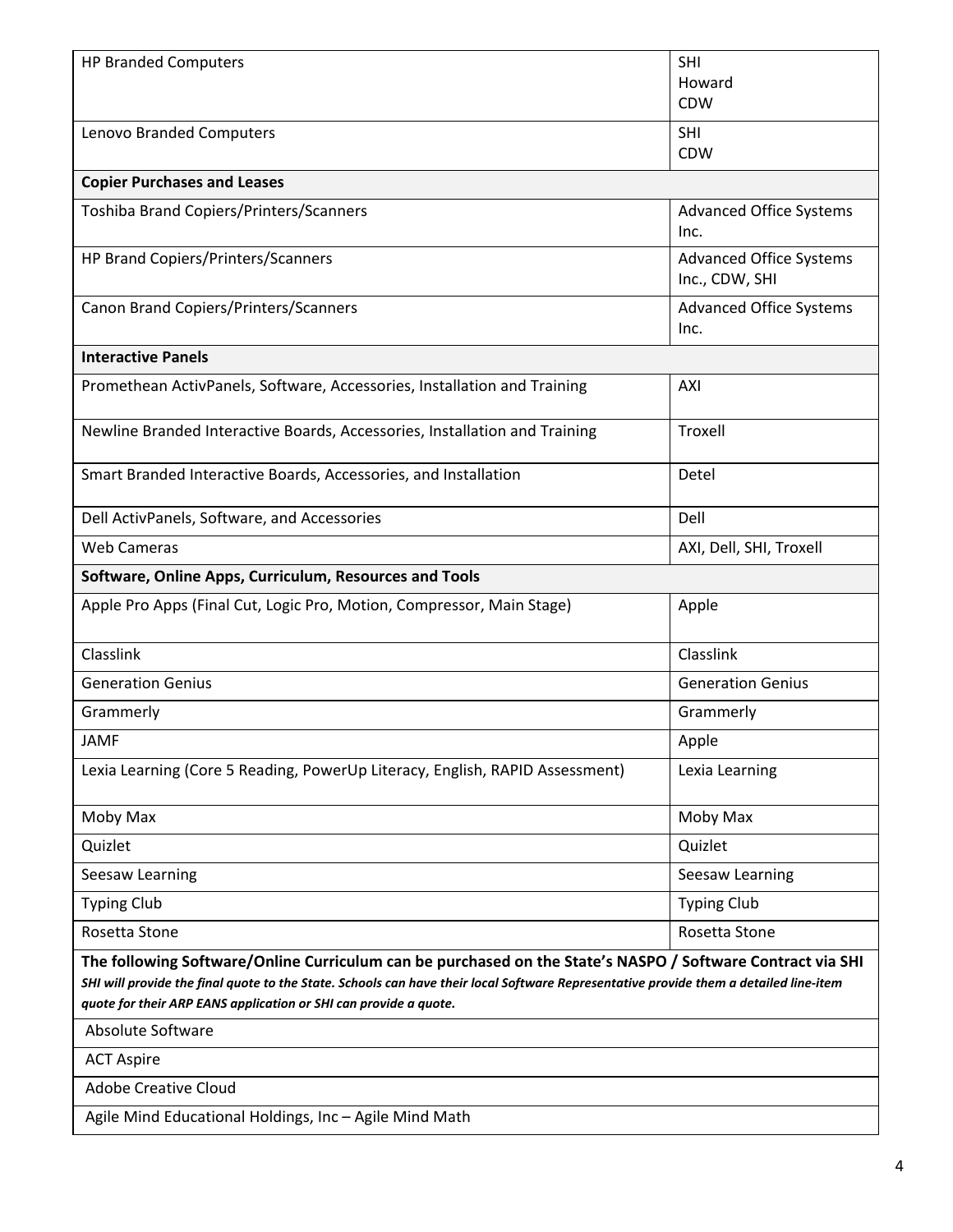| | |
|---|---|
| HP Branded Computers | SHI<br>Howard<br>CDW |
| Lenovo Branded Computers | SHI<br>CDW |
| **Copier Purchases and Leases** | |
| Toshiba Brand Copiers/Printers/Scanners | Advanced Office Systems Inc. |
| HP Brand Copiers/Printers/Scanners | Advanced Office Systems Inc., CDW, SHI |
| Canon Brand Copiers/Printers/Scanners | Advanced Office Systems Inc. |
| **Interactive Panels** | |
| Promethean ActivPanels, Software, Accessories, Installation and Training | AXI |
| Newline Branded Interactive Boards, Accessories, Installation and Training | Troxell |
| Smart Branded Interactive Boards, Accessories, and Installation | Detel |
| Dell ActivPanels, Software, and Accessories | Dell |
| Web Cameras | AXI, Dell, SHI, Troxell |
| **Software, Online Apps, Curriculum, Resources and Tools** | |
| Apple Pro Apps (Final Cut, Logic Pro, Motion, Compressor, Main Stage) | Apple |
| Classlink | Classlink |
| Generation Genius | Generation Genius |
| Grammerly | Grammerly |
| JAMF | Apple |
| Lexia Learning (Core 5 Reading, PowerUp Literacy, English, RAPID Assessment) | Lexia Learning |
| Moby Max | Moby Max |
| Quizlet | Quizlet |
| Seesaw Learning | Seesaw Learning |
| Typing Club | Typing Club |
| Rosetta Stone | Rosetta Stone |
| **The following Software/Online Curriculum can be purchased on the State's NASPO / Software Contract via SHI**<br>***SHI will provide the final quote to the State. Schools can have their local Software Representative provide them a detailed line-item quote for their ARP EANS application or SHI can provide a quote.*** | |
| Absolute Software | |
| ACT Aspire | |
| Adobe Creative Cloud | |
| Agile Mind Educational Holdings, Inc – Agile Mind Math | |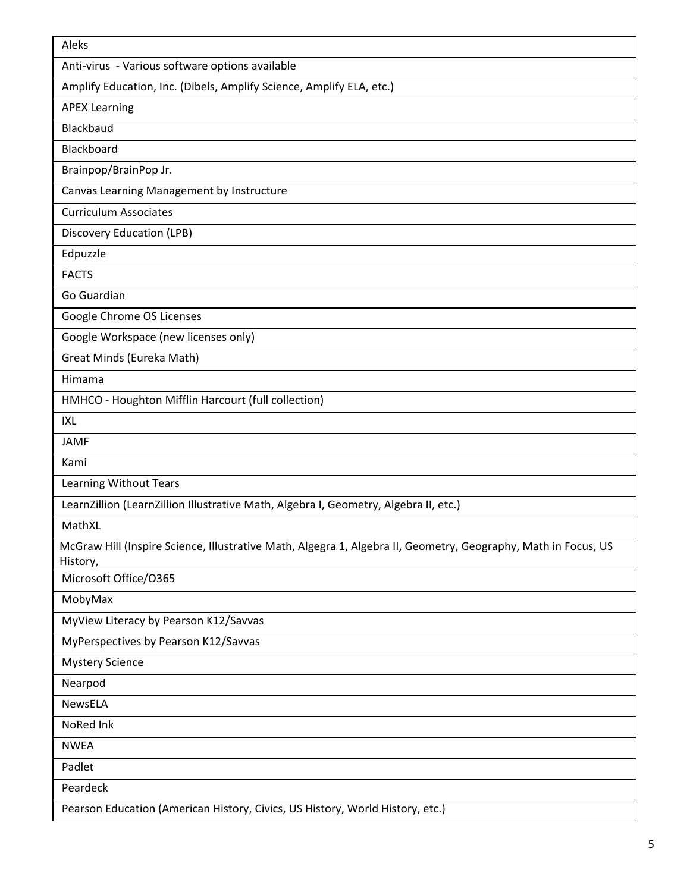| |
|---|
| Aleks |
| Anti-virus - Various software options available |
| Amplify Education, Inc. (Dibels, Amplify Science, Amplify ELA, etc.) |
| APEX Learning |
| Blackbaud |
| Blackboard |
| Brainpop/BrainPop Jr. |
| Canvas Learning Management by Instructure |
| Curriculum Associates |
| Discovery Education (LPB) |
| Edpuzzle |
| FACTS |
| Go Guardian |
| Google Chrome OS Licenses |
| Google Workspace (new licenses only) |
| Great Minds (Eureka Math) |
| Himama |
| HMHCO - Houghton Mifflin Harcourt (full collection) |
| IXL |
| JAMF |
| Kami |
| Learning Without Tears |
| LearnZillion (LearnZillion Illustrative Math, Algebra I, Geometry, Algebra II, etc.) |
| MathXL |
| McGraw Hill (Inspire Science, Illustrative Math, Algegra 1, Algebra II, Geometry, Geography, Math in Focus, US History, |
| Microsoft Office/O365 |
| MobyMax |
| MyView Literacy by Pearson K12/Savvas |
| MyPerspectives by Pearson K12/Savvas |
| Mystery Science |
| Nearpod |
| NewsELA |
| NoRed Ink |
| NWEA |
| Padlet |
| Peardeck |
| Pearson Education (American History, Civics, US History, World History, etc.) |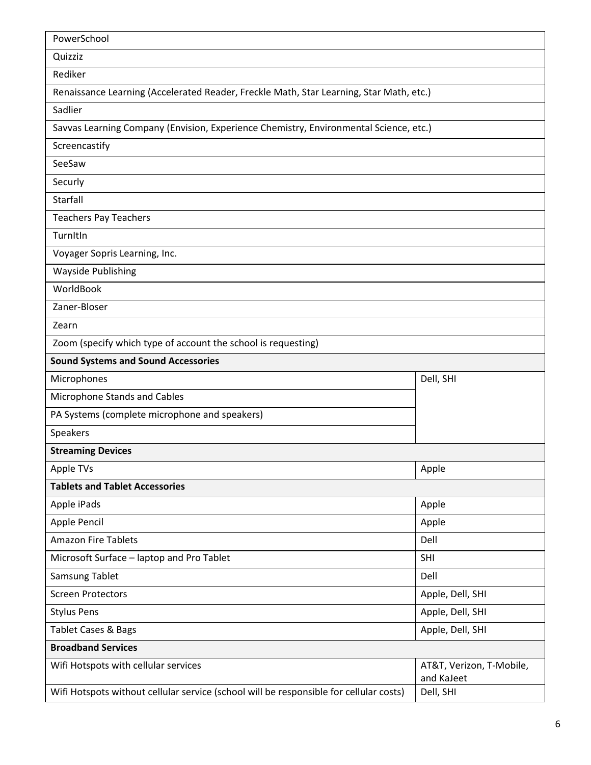| | |
|---|---|
| PowerSchool | |
| Quizziz | |
| Rediker | |
| Renaissance Learning (Accelerated Reader, Freckle Math, Star Learning, Star Math, etc.) | |
| Sadlier | |
| Savvas Learning Company (Envision, Experience Chemistry, Environmental Science, etc.) | |
| Screencastify | |
| SeeSaw | |
| Securly | |
| Starfall | |
| Teachers Pay Teachers | |
| TurnItIn | |
| Voyager Sopris Learning, Inc. | |
| Wayside Publishing | |
| WorldBook | |
| Zaner-Bloser | |
| Zearn | |
| Zoom (specify which type of account the school is requesting) | |
| **Sound Systems and Sound Accessories** | |
| Microphones | Dell, SHI |
| Microphone Stands and Cables | |
| PA Systems (complete microphone and speakers) | |
| Speakers | |
| **Streaming Devices** | |
| Apple TVs | Apple |
| **Tablets and Tablet Accessories** | |
| Apple iPads | Apple |
| Apple Pencil | Apple |
| Amazon Fire Tablets | Dell |
| Microsoft Surface – laptop and Pro Tablet | SHI |
| Samsung Tablet | Dell |
| Screen Protectors | Apple, Dell, SHI |
| Stylus Pens | Apple, Dell, SHI |
| Tablet Cases & Bags | Apple, Dell, SHI |
| **Broadband Services** | |
| Wifi Hotspots with cellular services | AT&T, Verizon, T-Mobile, and KaJeet |
| Wifi Hotspots without cellular service (school will be responsible for cellular costs) | Dell, SHI |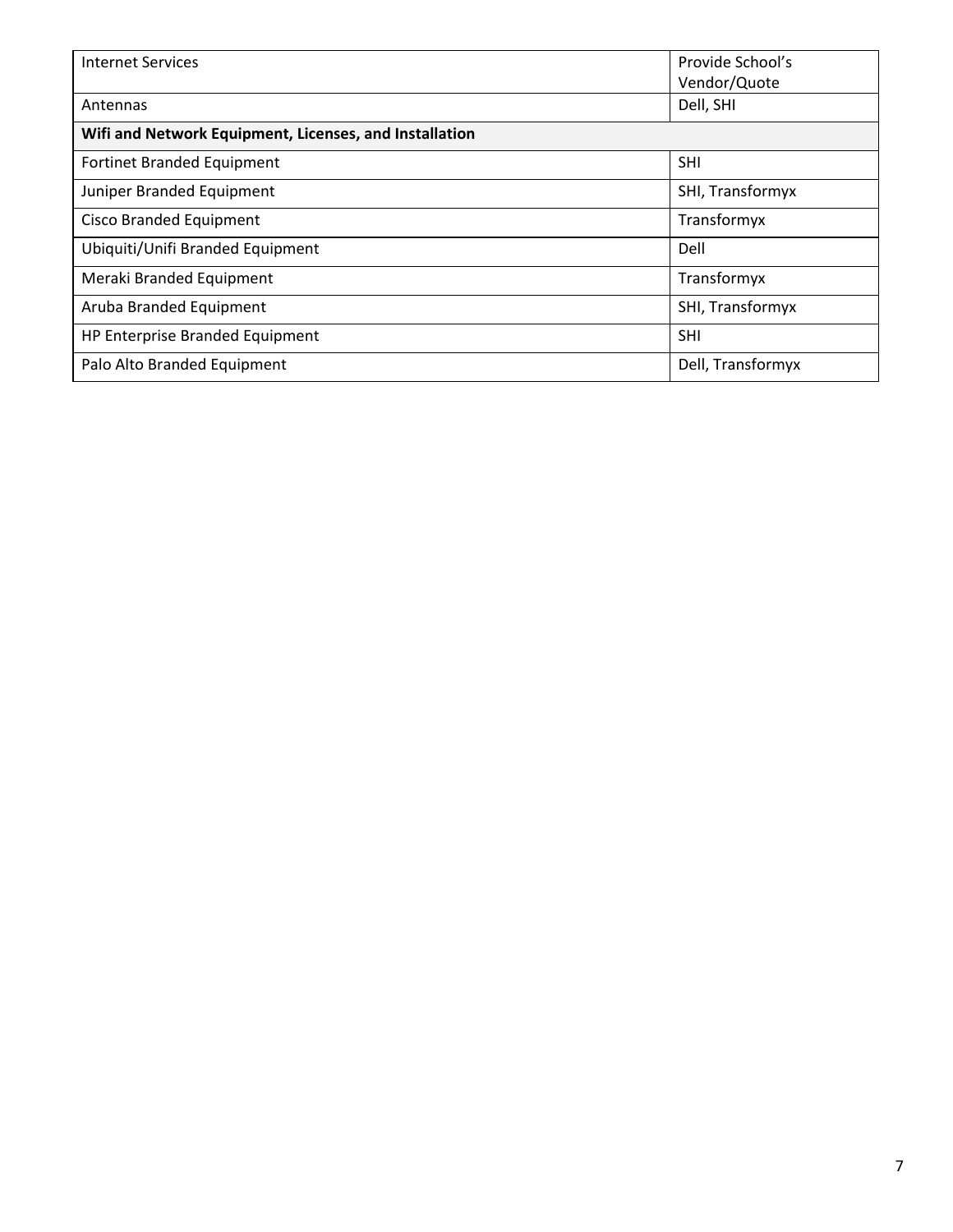| | |
|---|---|
| Internet Services | Provide School's Vendor/Quote |
| Antennas | Dell, SHI |
| **Wifi and Network Equipment, Licenses, and Installation** | |
| Fortinet Branded Equipment | SHI |
| Juniper Branded Equipment | SHI, Transformyx |
| Cisco Branded Equipment | Transformyx |
| Ubiquiti/Unifi Branded Equipment | Dell |
| Meraki Branded Equipment | Transformyx |
| Aruba Branded Equipment | SHI, Transformyx |
| HP Enterprise Branded Equipment | SHI |
| Palo Alto Branded Equipment | Dell, Transformyx |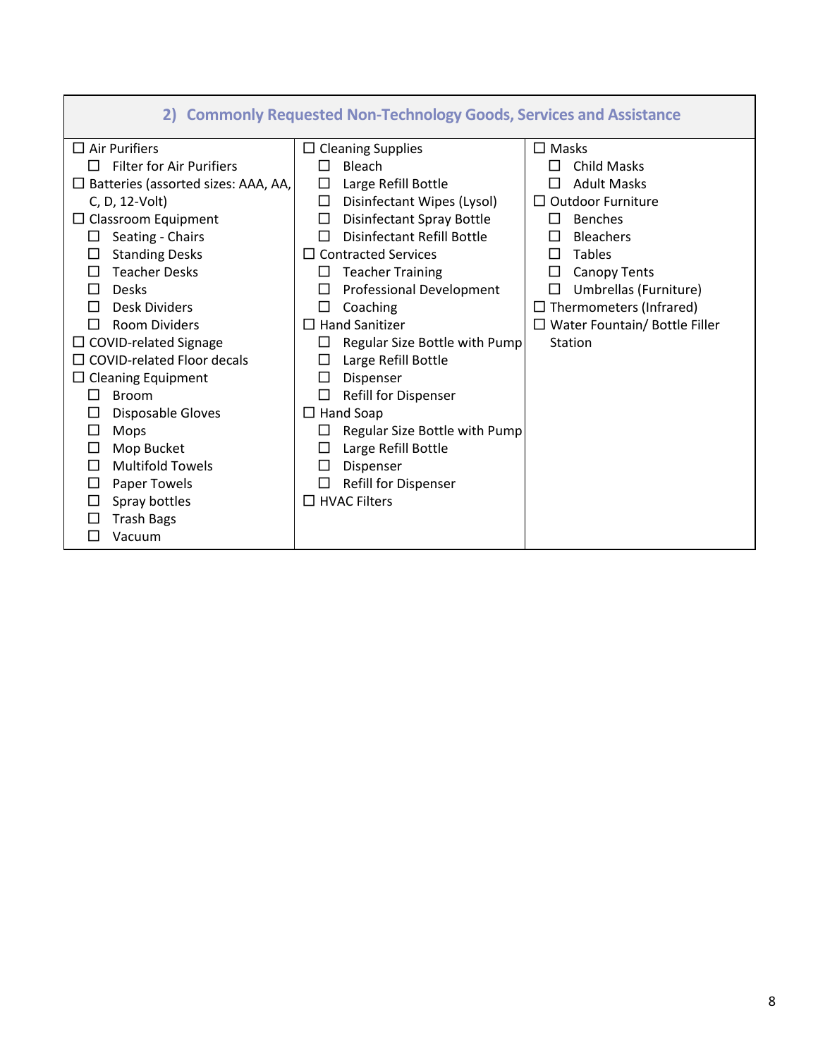## 2) Commonly Requested Non-Technology Goods, Services and Assistance

- ☐ Air Purifiers
  - ☐ Filter for Air Purifiers
- ☐ Batteries (assorted sizes: AAA, AA, C, D, 12-Volt)
- ☐ Classroom Equipment
  - ☐ Seating - Chairs
  - ☐ Standing Desks
  - ☐ Teacher Desks
  - ☐ Desks
  - ☐ Desk Dividers
  - ☐ Room Dividers
- ☐ COVID-related Signage
- ☐ COVID-related Floor decals
- ☐ Cleaning Equipment
  - ☐ Broom
  - ☐ Disposable Gloves
  - ☐ Mops
  - ☐ Mop Bucket
  - ☐ Multifold Towels
  - ☐ Paper Towels
  - ☐ Spray bottles
  - ☐ Trash Bags
  - ☐ Vacuum
- ☐ Cleaning Supplies
  - ☐ Bleach
  - ☐ Large Refill Bottle
  - ☐ Disinfectant Wipes (Lysol)
  - ☐ Disinfectant Spray Bottle
  - ☐ Disinfectant Refill Bottle
- ☐ Contracted Services
  - ☐ Teacher Training
  - ☐ Professional Development
  - ☐ Coaching
- ☐ Hand Sanitizer
  - ☐ Regular Size Bottle with Pump
  - ☐ Large Refill Bottle
  - ☐ Dispenser
  - ☐ Refill for Dispenser
- ☐ Hand Soap
  - ☐ Regular Size Bottle with Pump
  - ☐ Large Refill Bottle
  - ☐ Dispenser
  - ☐ Refill for Dispenser
- ☐ HVAC Filters
- ☐ Masks
  - ☐ Child Masks
  - ☐ Adult Masks
- ☐ Outdoor Furniture
  - ☐ Benches
  - ☐ Bleachers
  - ☐ Tables
  - ☐ Canopy Tents
  - ☐ Umbrellas (Furniture)
- ☐ Thermometers (Infrared)
- ☐ Water Fountain/ Bottle Filler Station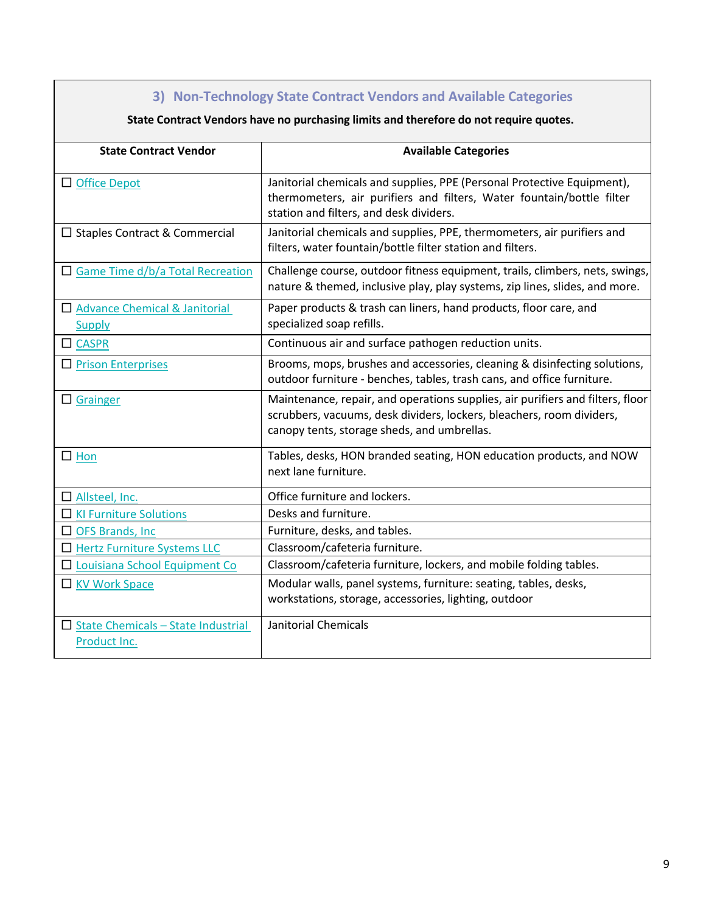### 3) Non-Technology State Contract Vendors and Available Categories

**State Contract Vendors have no purchasing limits and therefore do not require quotes.**

| State Contract Vendor | Available Categories |
| --- | --- |
| ☐ Office Depot | Janitorial chemicals and supplies, PPE (Personal Protective Equipment), thermometers, air purifiers and filters, Water fountain/bottle filter station and filters, and desk dividers. |
| ☐ Staples Contract & Commercial | Janitorial chemicals and supplies, PPE, thermometers, air purifiers and filters, water fountain/bottle filter station and filters. |
| ☐ Game Time d/b/a Total Recreation | Challenge course, outdoor fitness equipment, trails, climbers, nets, swings, nature & themed, inclusive play, play systems, zip lines, slides, and more. |
| ☐ Advance Chemical & Janitorial Supply | Paper products & trash can liners, hand products, floor care, and specialized soap refills. |
| ☐ CASPR | Continuous air and surface pathogen reduction units. |
| ☐ Prison Enterprises | Brooms, mops, brushes and accessories, cleaning & disinfecting solutions, outdoor furniture - benches, tables, trash cans, and office furniture. |
| ☐ Grainger | Maintenance, repair, and operations supplies, air purifiers and filters, floor scrubbers, vacuums, desk dividers, lockers, bleachers, room dividers, canopy tents, storage sheds, and umbrellas. |
| ☐ Hon | Tables, desks, HON branded seating, HON education products, and NOW next lane furniture. |
| ☐ Allsteel, Inc. | Office furniture and lockers. |
| ☐ KI Furniture Solutions | Desks and furniture. |
| ☐ OFS Brands, Inc | Furniture, desks, and tables. |
| ☐ Hertz Furniture Systems LLC | Classroom/cafeteria furniture. |
| ☐ Louisiana School Equipment Co | Classroom/cafeteria furniture, lockers, and mobile folding tables. |
| ☐ KV Work Space | Modular walls, panel systems, furniture: seating, tables, desks, workstations, storage, accessories, lighting, outdoor |
| ☐ State Chemicals – State Industrial Product Inc. | Janitorial Chemicals |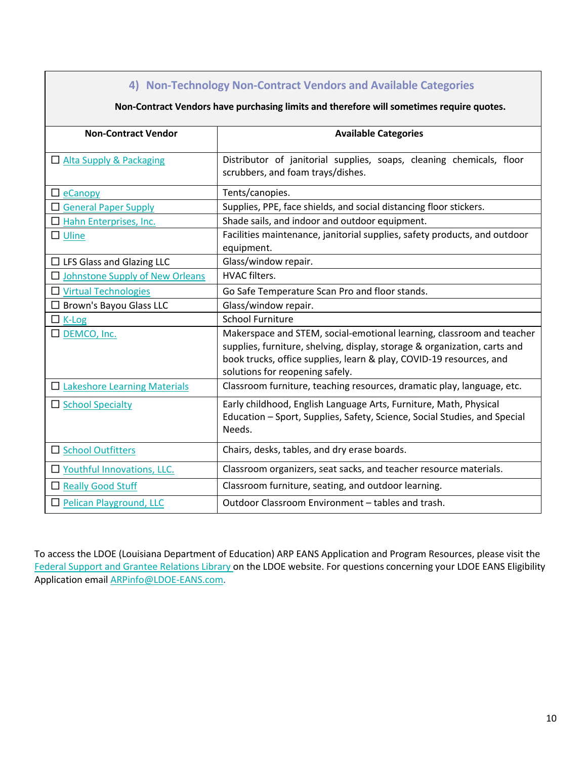## 4) Non-Technology Non-Contract Vendors and Available Categories

**Non-Contract Vendors have purchasing limits and therefore will sometimes require quotes.**

| Non-Contract Vendor | Available Categories |
|---|---|
| ☐ Alta Supply & Packaging | Distributor of janitorial supplies, soaps, cleaning chemicals, floor scrubbers, and foam trays/dishes. |
| ☐ eCanopy | Tents/canopies. |
| ☐ General Paper Supply | Supplies, PPE, face shields, and social distancing floor stickers. |
| ☐ Hahn Enterprises, Inc. | Shade sails, and indoor and outdoor equipment. |
| ☐ Uline | Facilities maintenance, janitorial supplies, safety products, and outdoor equipment. |
| ☐ LFS Glass and Glazing LLC | Glass/window repair. |
| ☐ Johnstone Supply of New Orleans | HVAC filters. |
| ☐ Virtual Technologies | Go Safe Temperature Scan Pro and floor stands. |
| ☐ Brown's Bayou Glass LLC | Glass/window repair. |
| ☐ K-Log | School Furniture |
| ☐ DEMCO, Inc. | Makerspace and STEM, social-emotional learning, classroom and teacher supplies, furniture, shelving, display, storage & organization, carts and book trucks, office supplies, learn & play, COVID-19 resources, and solutions for reopening safely. |
| ☐ Lakeshore Learning Materials | Classroom furniture, teaching resources, dramatic play, language, etc. |
| ☐ School Specialty | Early childhood, English Language Arts, Furniture, Math, Physical Education – Sport, Supplies, Safety, Science, Social Studies, and Special Needs. |
| ☐ School Outfitters | Chairs, desks, tables, and dry erase boards. |
| ☐ Youthful Innovations, LLC. | Classroom organizers, seat sacks, and teacher resource materials. |
| ☐ Really Good Stuff | Classroom furniture, seating, and outdoor learning. |
| ☐ Pelican Playground, LLC | Outdoor Classroom Environment – tables and trash. |

To access the LDOE (Louisiana Department of Education) ARP EANS Application and Program Resources, please visit the Federal Support and Grantee Relations Library on the LDOE website. For questions concerning your LDOE EANS Eligibility Application email ARPinfo@LDOE-EANS.com.